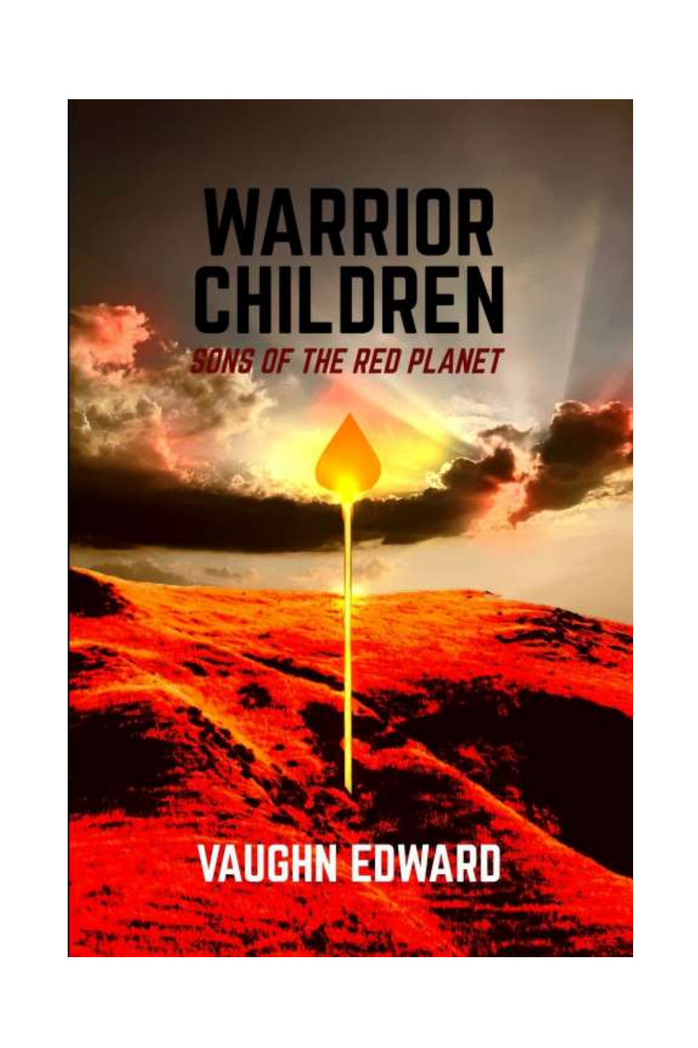# WARRIOR CHILDREN

*SONS OF THE RED PLANET*

VAUGHN EDWARD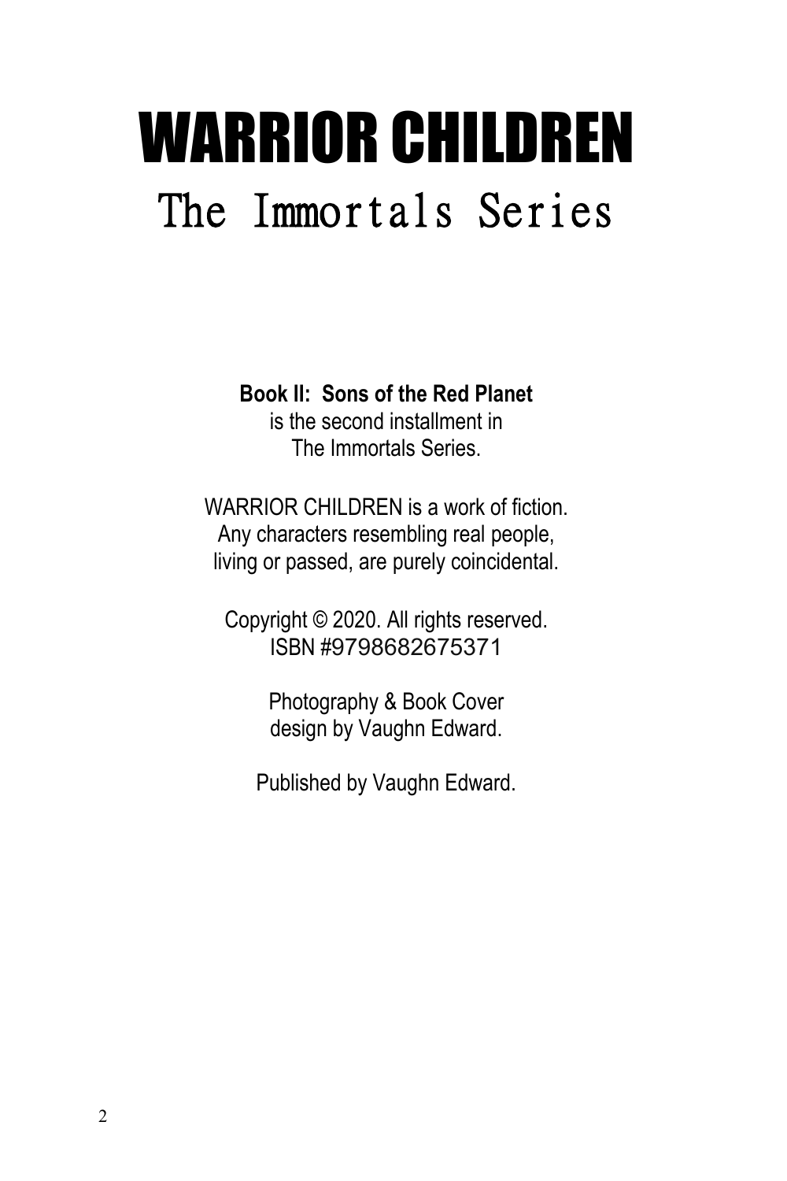# WARRIOR CHILDREN

## The Immortals Series

**Book II: Sons of the Red Planet**
is the second installment in
The Immortals Series.

WARRIOR CHILDREN is a work of fiction.
Any characters resembling real people,
living or passed, are purely coincidental.

Copyright © 2020. All rights reserved.
ISBN #9798682675371

Photography & Book Cover
design by Vaughn Edward.

Published by Vaughn Edward.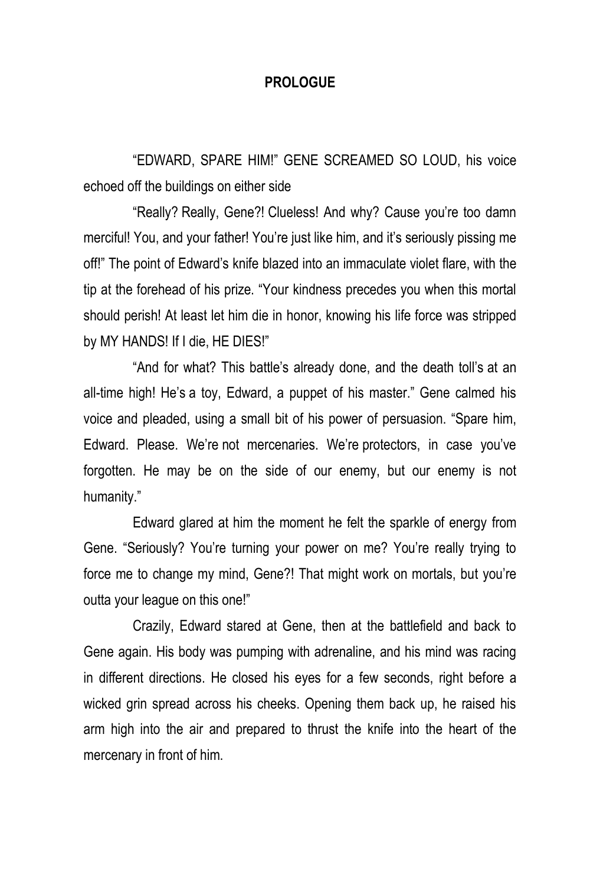# PROLOGUE

"EDWARD, SPARE HIM!" GENE SCREAMED SO LOUD, his voice echoed off the buildings on either side

"Really? Really, Gene?! Clueless! And why? Cause you're too damn merciful! You, and your father! You're just like him, and it's seriously pissing me off!" The point of Edward's knife blazed into an immaculate violet flare, with the tip at the forehead of his prize. "Your kindness precedes you when this mortal should perish! At least let him die in honor, knowing his life force was stripped by MY HANDS! If I die, HE DIES!"

"And for what? This battle's already done, and the death toll's at an all-time high! He's a toy, Edward, a puppet of his master." Gene calmed his voice and pleaded, using a small bit of his power of persuasion. "Spare him, Edward. Please. We're not mercenaries. We're protectors, in case you've forgotten. He may be on the side of our enemy, but our enemy is not humanity."

Edward glared at him the moment he felt the sparkle of energy from Gene. "Seriously? You're turning your power on me? You're really trying to force me to change my mind, Gene?! That might work on mortals, but you're outta your league on this one!"

Crazily, Edward stared at Gene, then at the battlefield and back to Gene again. His body was pumping with adrenaline, and his mind was racing in different directions. He closed his eyes for a few seconds, right before a wicked grin spread across his cheeks. Opening them back up, he raised his arm high into the air and prepared to thrust the knife into the heart of the mercenary in front of him.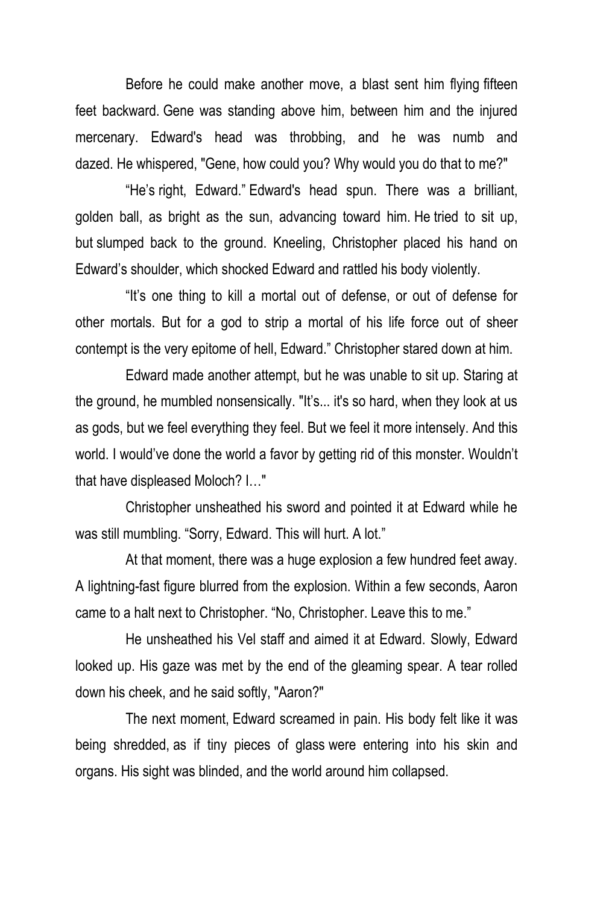Before he could make another move, a blast sent him flying fifteen feet backward. Gene was standing above him, between him and the injured mercenary. Edward's head was throbbing, and he was numb and dazed. He whispered, "Gene, how could you? Why would you do that to me?"

"He's right, Edward." Edward's head spun. There was a brilliant, golden ball, as bright as the sun, advancing toward him. He tried to sit up, but slumped back to the ground. Kneeling, Christopher placed his hand on Edward's shoulder, which shocked Edward and rattled his body violently.

"It's one thing to kill a mortal out of defense, or out of defense for other mortals. But for a god to strip a mortal of his life force out of sheer contempt is the very epitome of hell, Edward." Christopher stared down at him.

Edward made another attempt, but he was unable to sit up. Staring at the ground, he mumbled nonsensically. "It's... it's so hard, when they look at us as gods, but we feel everything they feel. But we feel it more intensely. And this world. I would've done the world a favor by getting rid of this monster. Wouldn't that have displeased Moloch? I…"

Christopher unsheathed his sword and pointed it at Edward while he was still mumbling. "Sorry, Edward. This will hurt. A lot."

At that moment, there was a huge explosion a few hundred feet away. A lightning-fast figure blurred from the explosion. Within a few seconds, Aaron came to a halt next to Christopher. "No, Christopher. Leave this to me."

He unsheathed his Vel staff and aimed it at Edward. Slowly, Edward looked up. His gaze was met by the end of the gleaming spear. A tear rolled down his cheek, and he said softly, "Aaron?"

The next moment, Edward screamed in pain. His body felt like it was being shredded, as if tiny pieces of glass were entering into his skin and organs. His sight was blinded, and the world around him collapsed.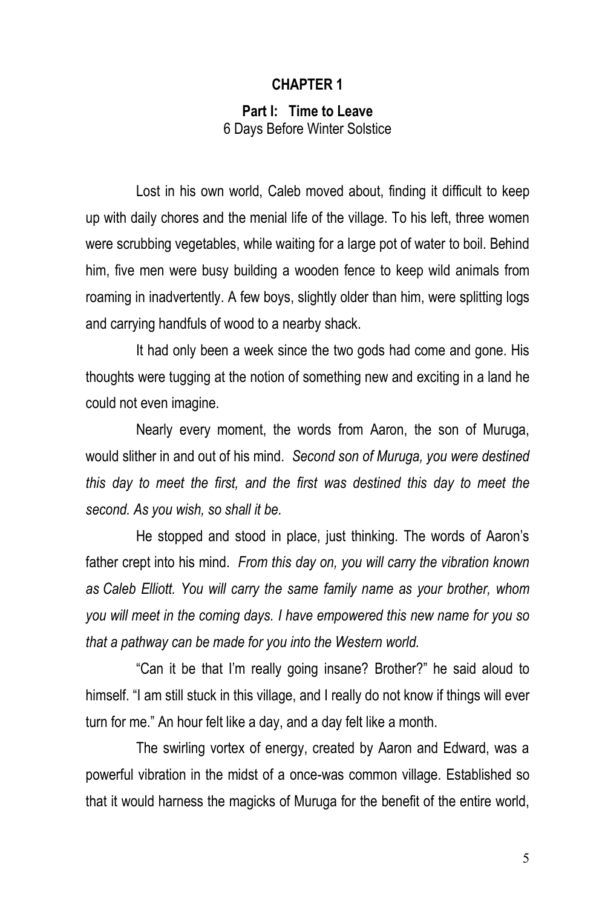# CHAPTER 1

## Part I: Time to Leave

6 Days Before Winter Solstice

Lost in his own world, Caleb moved about, finding it difficult to keep up with daily chores and the menial life of the village. To his left, three women were scrubbing vegetables, while waiting for a large pot of water to boil. Behind him, five men were busy building a wooden fence to keep wild animals from roaming in inadvertently. A few boys, slightly older than him, were splitting logs and carrying handfuls of wood to a nearby shack.

It had only been a week since the two gods had come and gone. His thoughts were tugging at the notion of something new and exciting in a land he could not even imagine.

Nearly every moment, the words from Aaron, the son of Muruga, would slither in and out of his mind. *Second son of Muruga, you were destined this day to meet the first, and the first was destined this day to meet the second. As you wish, so shall it be.*

He stopped and stood in place, just thinking. The words of Aaron's father crept into his mind. *From this day on, you will carry the vibration known as Caleb Elliott. You will carry the same family name as your brother, whom you will meet in the coming days. I have empowered this new name for you so that a pathway can be made for you into the Western world.*

"Can it be that I'm really going insane? Brother?" he said aloud to himself. "I am still stuck in this village, and I really do not know if things will ever turn for me." An hour felt like a day, and a day felt like a month.

The swirling vortex of energy, created by Aaron and Edward, was a powerful vibration in the midst of a once-was common village. Established so that it would harness the magicks of Muruga for the benefit of the entire world,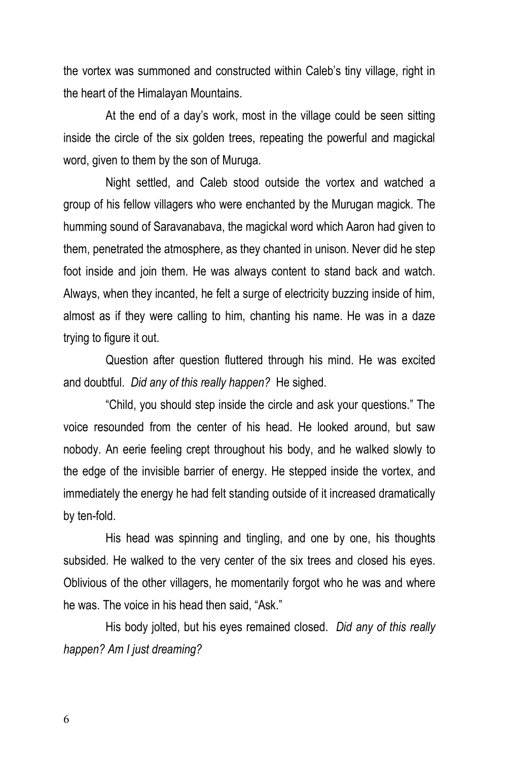the vortex was summoned and constructed within Caleb's tiny village, right in the heart of the Himalayan Mountains.

At the end of a day's work, most in the village could be seen sitting inside the circle of the six golden trees, repeating the powerful and magickal word, given to them by the son of Muruga.

Night settled, and Caleb stood outside the vortex and watched a group of his fellow villagers who were enchanted by the Murugan magick. The humming sound of Saravanabava, the magickal word which Aaron had given to them, penetrated the atmosphere, as they chanted in unison. Never did he step foot inside and join them. He was always content to stand back and watch. Always, when they incanted, he felt a surge of electricity buzzing inside of him, almost as if they were calling to him, chanting his name. He was in a daze trying to figure it out.

Question after question fluttered through his mind. He was excited and doubtful. *Did any of this really happen?* He sighed.

"Child, you should step inside the circle and ask your questions." The voice resounded from the center of his head. He looked around, but saw nobody. An eerie feeling crept throughout his body, and he walked slowly to the edge of the invisible barrier of energy. He stepped inside the vortex, and immediately the energy he had felt standing outside of it increased dramatically by ten-fold.

His head was spinning and tingling, and one by one, his thoughts subsided. He walked to the very center of the six trees and closed his eyes. Oblivious of the other villagers, he momentarily forgot who he was and where he was. The voice in his head then said, "Ask."

His body jolted, but his eyes remained closed. *Did any of this really happen? Am I just dreaming?*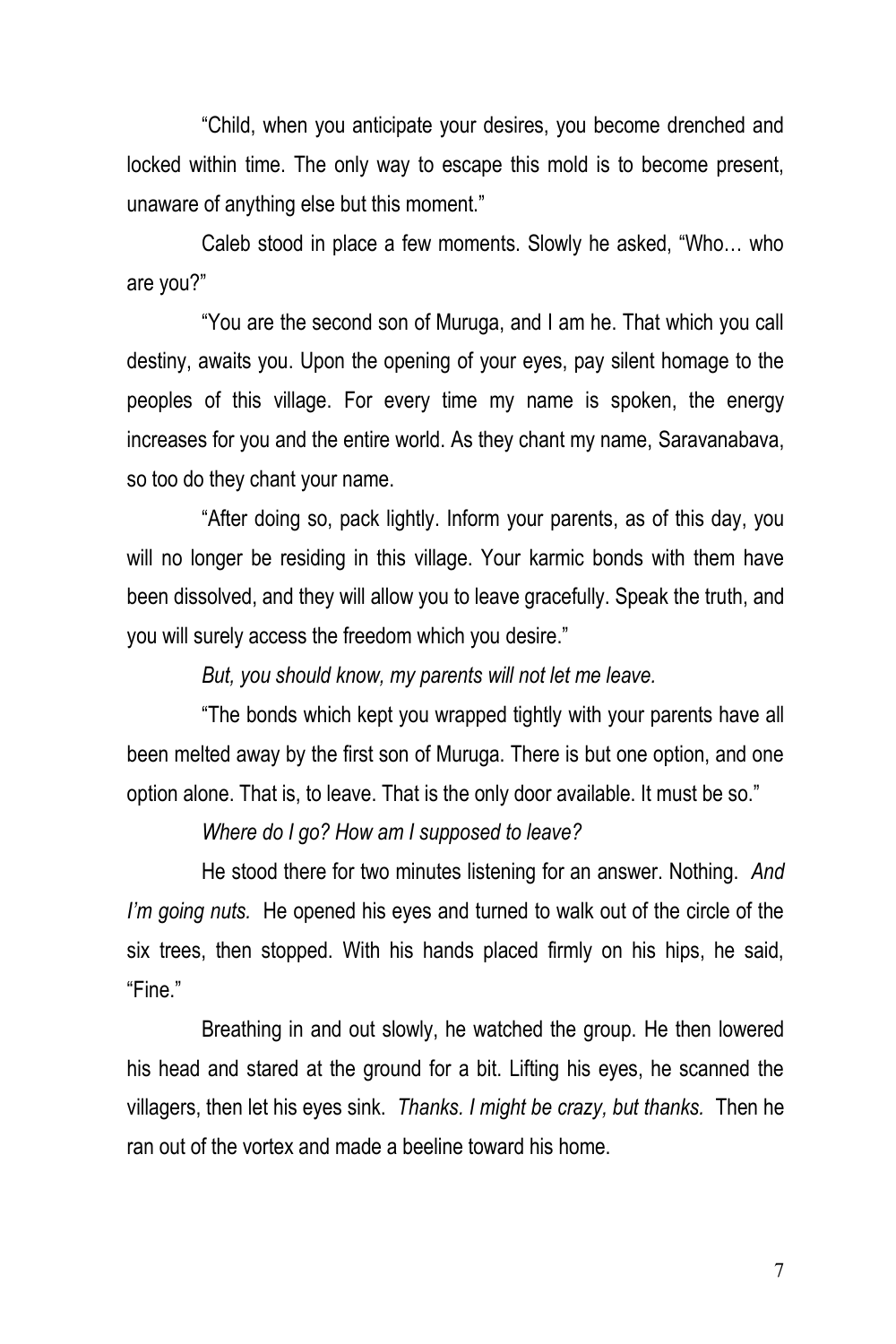"Child, when you anticipate your desires, you become drenched and locked within time. The only way to escape this mold is to become present, unaware of anything else but this moment."

Caleb stood in place a few moments. Slowly he asked, "Who… who are you?"

"You are the second son of Muruga, and I am he. That which you call destiny, awaits you. Upon the opening of your eyes, pay silent homage to the peoples of this village. For every time my name is spoken, the energy increases for you and the entire world. As they chant my name, Saravanabava, so too do they chant your name.

"After doing so, pack lightly. Inform your parents, as of this day, you will no longer be residing in this village. Your karmic bonds with them have been dissolved, and they will allow you to leave gracefully. Speak the truth, and you will surely access the freedom which you desire."

*But, you should know, my parents will not let me leave.*

"The bonds which kept you wrapped tightly with your parents have all been melted away by the first son of Muruga. There is but one option, and one option alone. That is, to leave. That is the only door available. It must be so."

*Where do I go? How am I supposed to leave?*

He stood there for two minutes listening for an answer. Nothing. *And I'm going nuts.* He opened his eyes and turned to walk out of the circle of the six trees, then stopped. With his hands placed firmly on his hips, he said, "Fine."

Breathing in and out slowly, he watched the group. He then lowered his head and stared at the ground for a bit. Lifting his eyes, he scanned the villagers, then let his eyes sink. *Thanks. I might be crazy, but thanks.* Then he ran out of the vortex and made a beeline toward his home.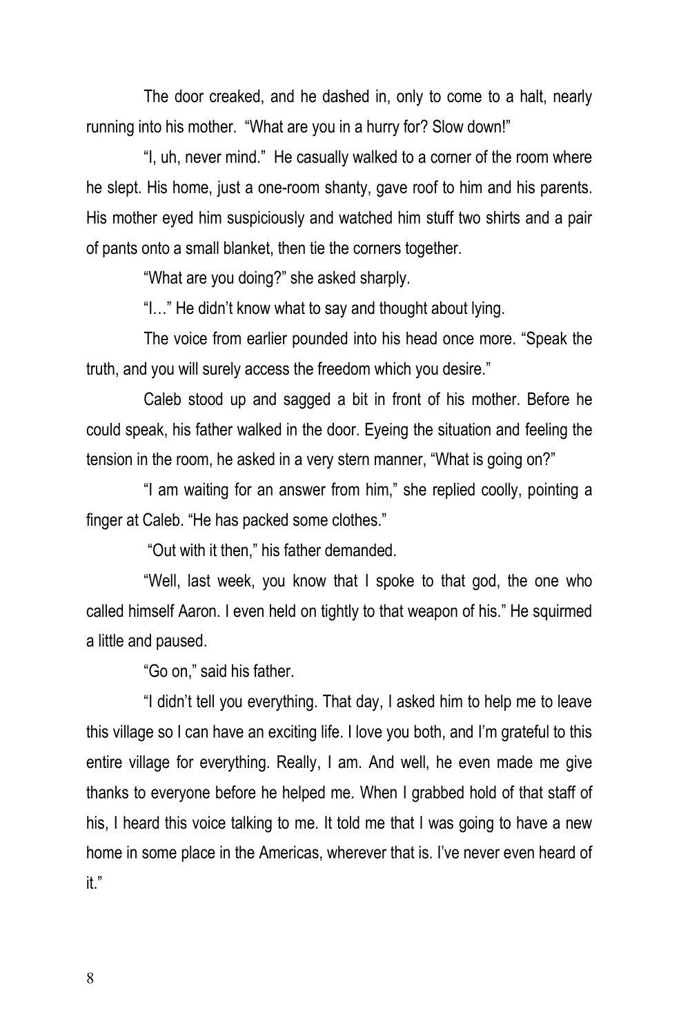The door creaked, and he dashed in, only to come to a halt, nearly running into his mother. "What are you in a hurry for? Slow down!"

"I, uh, never mind." He casually walked to a corner of the room where he slept. His home, just a one-room shanty, gave roof to him and his parents. His mother eyed him suspiciously and watched him stuff two shirts and a pair of pants onto a small blanket, then tie the corners together.

"What are you doing?" she asked sharply.

"I…" He didn't know what to say and thought about lying.

The voice from earlier pounded into his head once more. "Speak the truth, and you will surely access the freedom which you desire."

Caleb stood up and sagged a bit in front of his mother. Before he could speak, his father walked in the door. Eyeing the situation and feeling the tension in the room, he asked in a very stern manner, "What is going on?"

"I am waiting for an answer from him," she replied coolly, pointing a finger at Caleb. "He has packed some clothes."

"Out with it then," his father demanded.

"Well, last week, you know that I spoke to that god, the one who called himself Aaron. I even held on tightly to that weapon of his." He squirmed a little and paused.

"Go on," said his father.

"I didn't tell you everything. That day, I asked him to help me to leave this village so I can have an exciting life. I love you both, and I'm grateful to this entire village for everything. Really, I am. And well, he even made me give thanks to everyone before he helped me. When I grabbed hold of that staff of his, I heard this voice talking to me. It told me that I was going to have a new home in some place in the Americas, wherever that is. I've never even heard of it."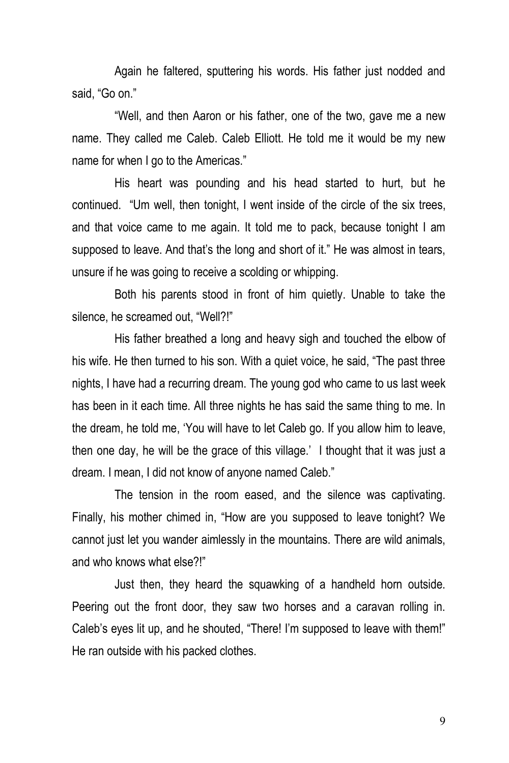Again he faltered, sputtering his words. His father just nodded and said, "Go on."

"Well, and then Aaron or his father, one of the two, gave me a new name. They called me Caleb. Caleb Elliott. He told me it would be my new name for when I go to the Americas."

His heart was pounding and his head started to hurt, but he continued. "Um well, then tonight, I went inside of the circle of the six trees, and that voice came to me again. It told me to pack, because tonight I am supposed to leave. And that's the long and short of it." He was almost in tears, unsure if he was going to receive a scolding or whipping.

Both his parents stood in front of him quietly. Unable to take the silence, he screamed out, "Well?!"

His father breathed a long and heavy sigh and touched the elbow of his wife. He then turned to his son. With a quiet voice, he said, "The past three nights, I have had a recurring dream. The young god who came to us last week has been in it each time. All three nights he has said the same thing to me. In the dream, he told me, 'You will have to let Caleb go. If you allow him to leave, then one day, he will be the grace of this village.' I thought that it was just a dream. I mean, I did not know of anyone named Caleb."

The tension in the room eased, and the silence was captivating. Finally, his mother chimed in, "How are you supposed to leave tonight? We cannot just let you wander aimlessly in the mountains. There are wild animals, and who knows what else?!"

Just then, they heard the squawking of a handheld horn outside. Peering out the front door, they saw two horses and a caravan rolling in. Caleb's eyes lit up, and he shouted, "There! I'm supposed to leave with them!" He ran outside with his packed clothes.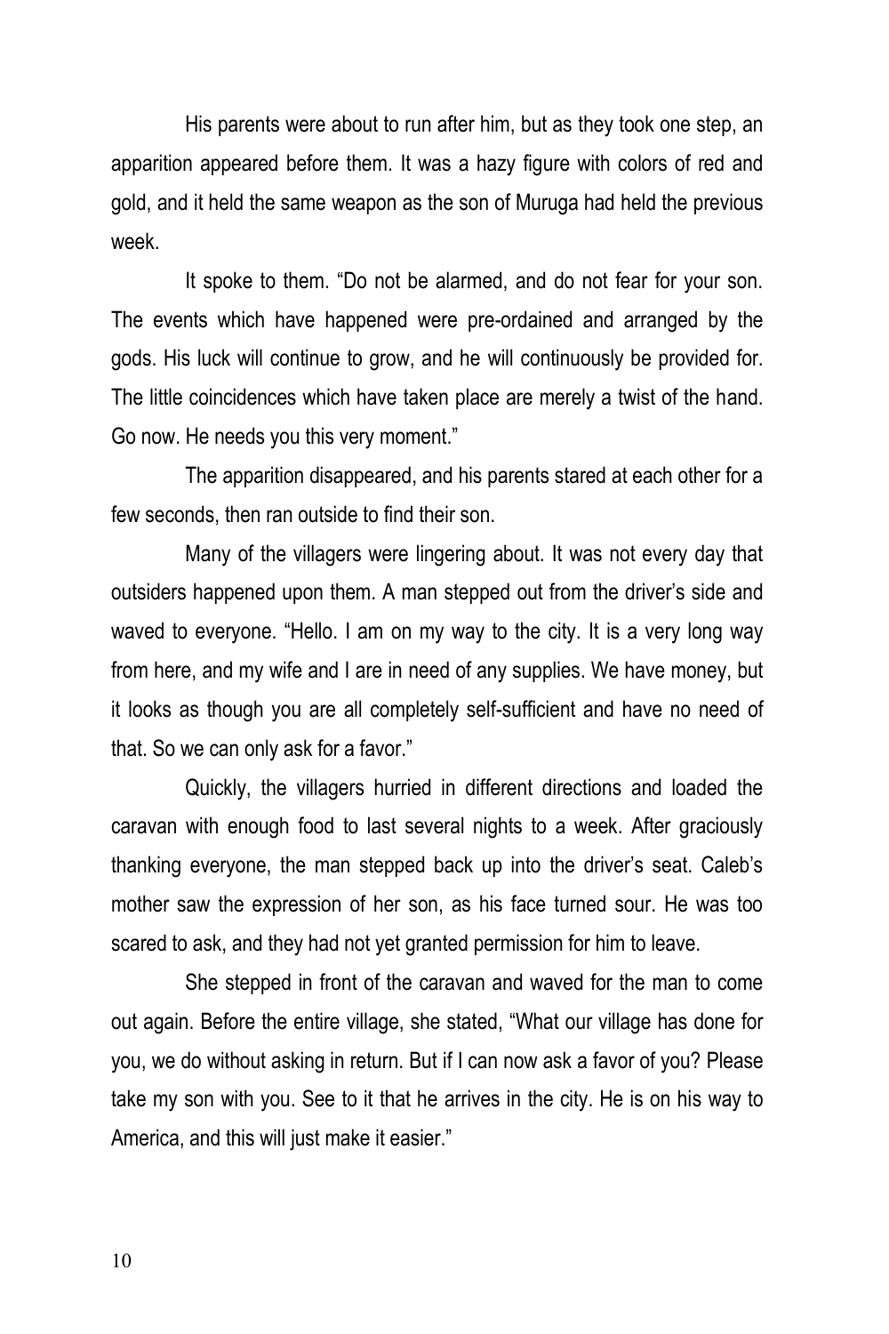His parents were about to run after him, but as they took one step, an apparition appeared before them. It was a hazy figure with colors of red and gold, and it held the same weapon as the son of Muruga had held the previous week.

It spoke to them. "Do not be alarmed, and do not fear for your son. The events which have happened were pre-ordained and arranged by the gods. His luck will continue to grow, and he will continuously be provided for. The little coincidences which have taken place are merely a twist of the hand. Go now. He needs you this very moment."

The apparition disappeared, and his parents stared at each other for a few seconds, then ran outside to find their son.

Many of the villagers were lingering about. It was not every day that outsiders happened upon them. A man stepped out from the driver's side and waved to everyone. "Hello. I am on my way to the city. It is a very long way from here, and my wife and I are in need of any supplies. We have money, but it looks as though you are all completely self-sufficient and have no need of that. So we can only ask for a favor."

Quickly, the villagers hurried in different directions and loaded the caravan with enough food to last several nights to a week. After graciously thanking everyone, the man stepped back up into the driver's seat. Caleb's mother saw the expression of her son, as his face turned sour. He was too scared to ask, and they had not yet granted permission for him to leave.

She stepped in front of the caravan and waved for the man to come out again. Before the entire village, she stated, "What our village has done for you, we do without asking in return. But if I can now ask a favor of you? Please take my son with you. See to it that he arrives in the city. He is on his way to America, and this will just make it easier."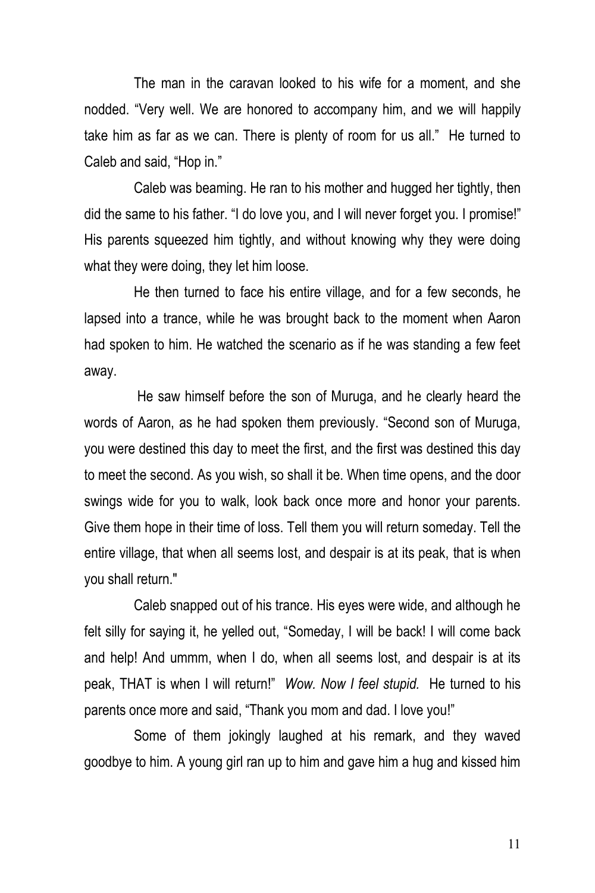The man in the caravan looked to his wife for a moment, and she nodded. "Very well. We are honored to accompany him, and we will happily take him as far as we can. There is plenty of room for us all." He turned to Caleb and said, "Hop in."

Caleb was beaming. He ran to his mother and hugged her tightly, then did the same to his father. "I do love you, and I will never forget you. I promise!" His parents squeezed him tightly, and without knowing why they were doing what they were doing, they let him loose.

He then turned to face his entire village, and for a few seconds, he lapsed into a trance, while he was brought back to the moment when Aaron had spoken to him. He watched the scenario as if he was standing a few feet away.

He saw himself before the son of Muruga, and he clearly heard the words of Aaron, as he had spoken them previously. "Second son of Muruga, you were destined this day to meet the first, and the first was destined this day to meet the second. As you wish, so shall it be. When time opens, and the door swings wide for you to walk, look back once more and honor your parents. Give them hope in their time of loss. Tell them you will return someday. Tell the entire village, that when all seems lost, and despair is at its peak, that is when you shall return."

Caleb snapped out of his trance. His eyes were wide, and although he felt silly for saying it, he yelled out, "Someday, I will be back! I will come back and help! And ummm, when I do, when all seems lost, and despair is at its peak, THAT is when I will return!" *Wow. Now I feel stupid.* He turned to his parents once more and said, "Thank you mom and dad. I love you!"

Some of them jokingly laughed at his remark, and they waved goodbye to him. A young girl ran up to him and gave him a hug and kissed him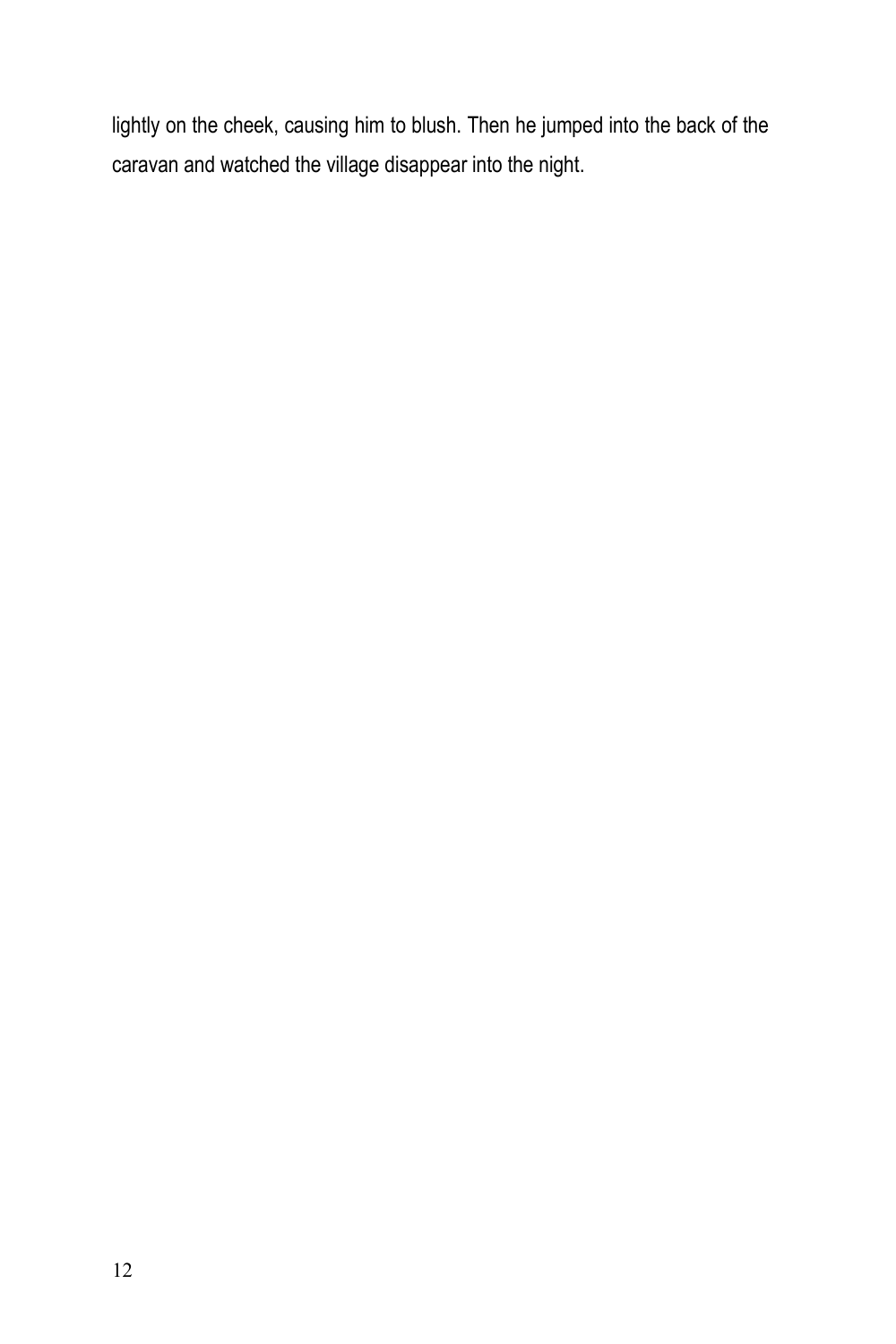lightly on the cheek, causing him to blush. Then he jumped into the back of the caravan and watched the village disappear into the night.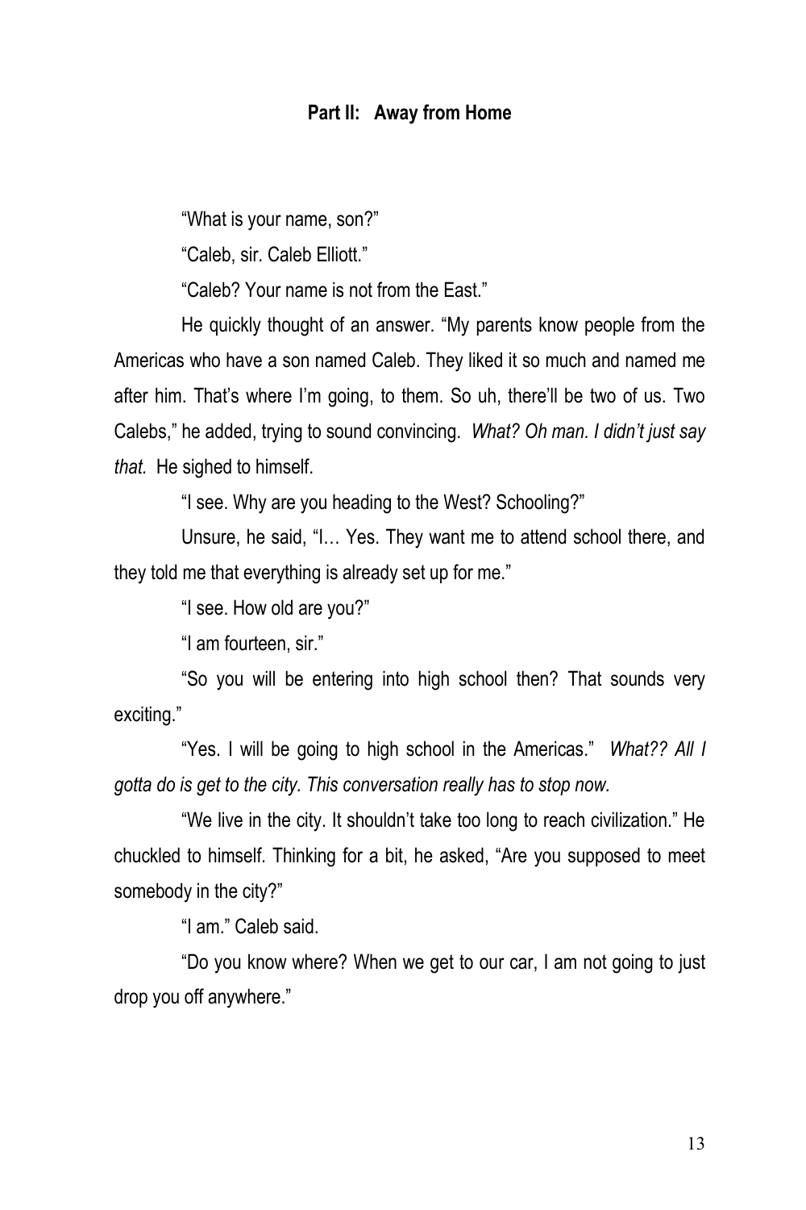## Part II: Away from Home

"What is your name, son?"

"Caleb, sir. Caleb Elliott."

"Caleb? Your name is not from the East."

He quickly thought of an answer. "My parents know people from the Americas who have a son named Caleb. They liked it so much and named me after him. That's where I'm going, to them. So uh, there'll be two of us. Two Calebs," he added, trying to sound convincing. *What? Oh man. I didn't just say that.* He sighed to himself.

"I see. Why are you heading to the West? Schooling?"

Unsure, he said, "I… Yes. They want me to attend school there, and they told me that everything is already set up for me."

"I see. How old are you?"

"I am fourteen, sir."

"So you will be entering into high school then? That sounds very exciting."

"Yes. I will be going to high school in the Americas." *What?? All I gotta do is get to the city. This conversation really has to stop now.*

"We live in the city. It shouldn't take too long to reach civilization." He chuckled to himself. Thinking for a bit, he asked, "Are you supposed to meet somebody in the city?"

"I am." Caleb said.

"Do you know where? When we get to our car, I am not going to just drop you off anywhere."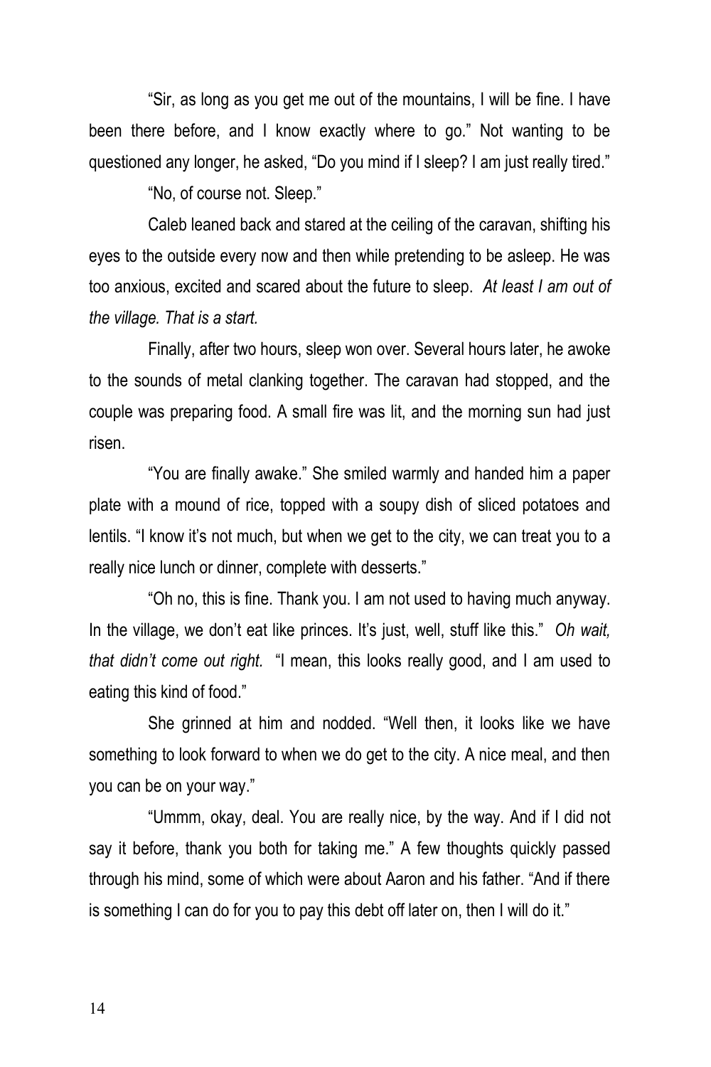"Sir, as long as you get me out of the mountains, I will be fine. I have been there before, and I know exactly where to go." Not wanting to be questioned any longer, he asked, "Do you mind if I sleep? I am just really tired."

"No, of course not. Sleep."

Caleb leaned back and stared at the ceiling of the caravan, shifting his eyes to the outside every now and then while pretending to be asleep. He was too anxious, excited and scared about the future to sleep. *At least I am out of the village. That is a start.*

Finally, after two hours, sleep won over. Several hours later, he awoke to the sounds of metal clanking together. The caravan had stopped, and the couple was preparing food. A small fire was lit, and the morning sun had just risen.

"You are finally awake." She smiled warmly and handed him a paper plate with a mound of rice, topped with a soupy dish of sliced potatoes and lentils. "I know it's not much, but when we get to the city, we can treat you to a really nice lunch or dinner, complete with desserts."

"Oh no, this is fine. Thank you. I am not used to having much anyway. In the village, we don't eat like princes. It's just, well, stuff like this." *Oh wait, that didn't come out right.* "I mean, this looks really good, and I am used to eating this kind of food."

She grinned at him and nodded. "Well then, it looks like we have something to look forward to when we do get to the city. A nice meal, and then you can be on your way."

"Ummm, okay, deal. You are really nice, by the way. And if I did not say it before, thank you both for taking me." A few thoughts quickly passed through his mind, some of which were about Aaron and his father. "And if there is something I can do for you to pay this debt off later on, then I will do it."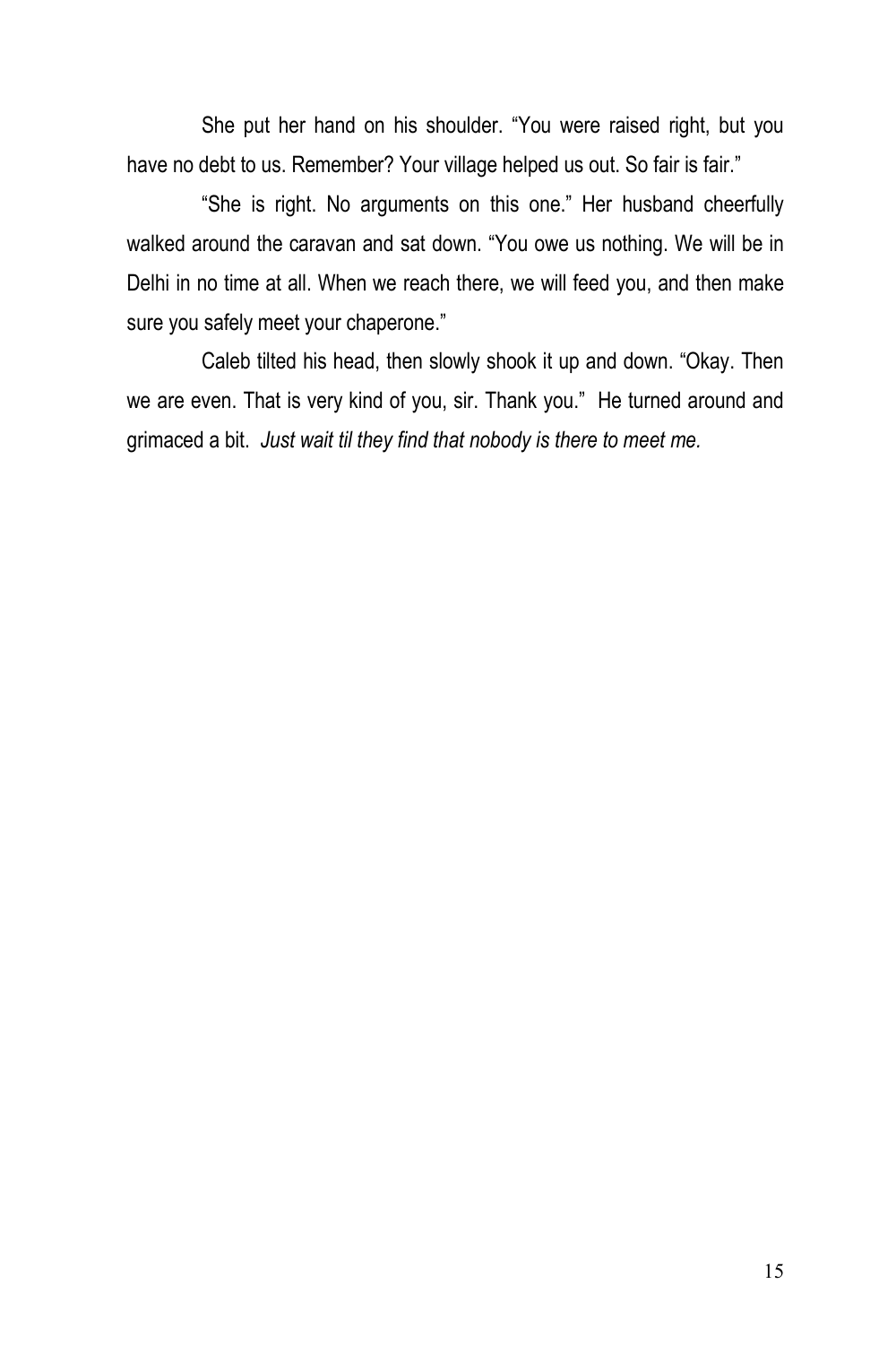She put her hand on his shoulder. "You were raised right, but you have no debt to us. Remember? Your village helped us out. So fair is fair."

"She is right. No arguments on this one." Her husband cheerfully walked around the caravan and sat down. "You owe us nothing. We will be in Delhi in no time at all. When we reach there, we will feed you, and then make sure you safely meet your chaperone."

Caleb tilted his head, then slowly shook it up and down. "Okay. Then we are even. That is very kind of you, sir. Thank you." He turned around and grimaced a bit. *Just wait til they find that nobody is there to meet me.*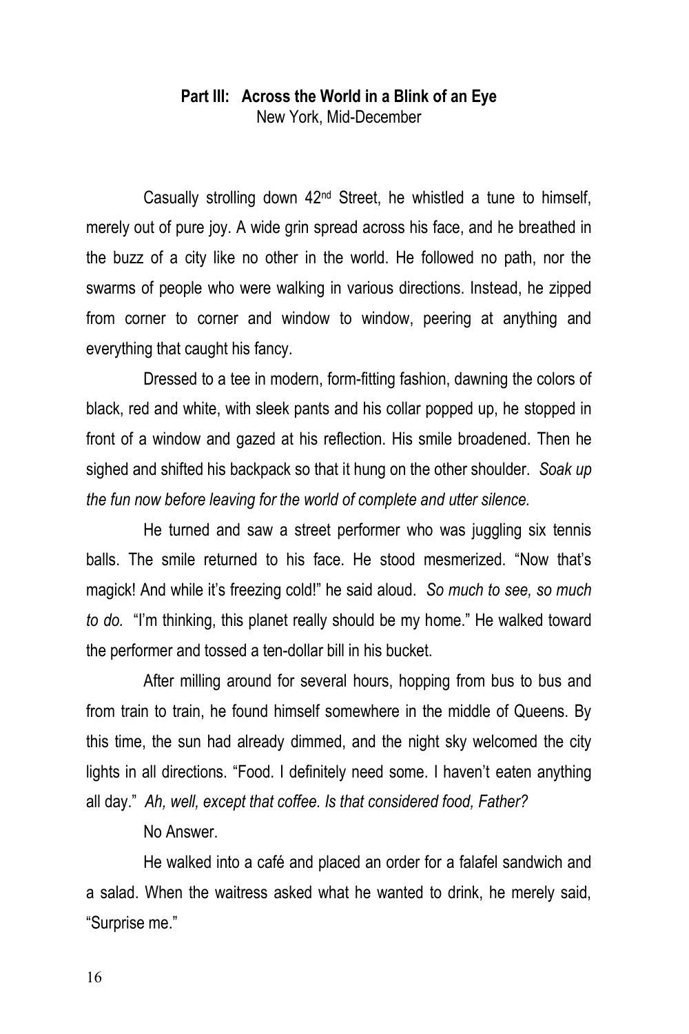**Part III: Across the World in a Blink of an Eye**

New York, Mid-December

Casually strolling down 42nd Street, he whistled a tune to himself, merely out of pure joy. A wide grin spread across his face, and he breathed in the buzz of a city like no other in the world. He followed no path, nor the swarms of people who were walking in various directions. Instead, he zipped from corner to corner and window to window, peering at anything and everything that caught his fancy.

Dressed to a tee in modern, form-fitting fashion, dawning the colors of black, red and white, with sleek pants and his collar popped up, he stopped in front of a window and gazed at his reflection. His smile broadened. Then he sighed and shifted his backpack so that it hung on the other shoulder. *Soak up the fun now before leaving for the world of complete and utter silence.*

He turned and saw a street performer who was juggling six tennis balls. The smile returned to his face. He stood mesmerized. "Now that's magick! And while it's freezing cold!" he said aloud. *So much to see, so much to do.* "I'm thinking, this planet really should be my home." He walked toward the performer and tossed a ten-dollar bill in his bucket.

After milling around for several hours, hopping from bus to bus and from train to train, he found himself somewhere in the middle of Queens. By this time, the sun had already dimmed, and the night sky welcomed the city lights in all directions. "Food. I definitely need some. I haven't eaten anything all day." *Ah, well, except that coffee. Is that considered food, Father?*

No Answer.

He walked into a café and placed an order for a falafel sandwich and a salad. When the waitress asked what he wanted to drink, he merely said, "Surprise me."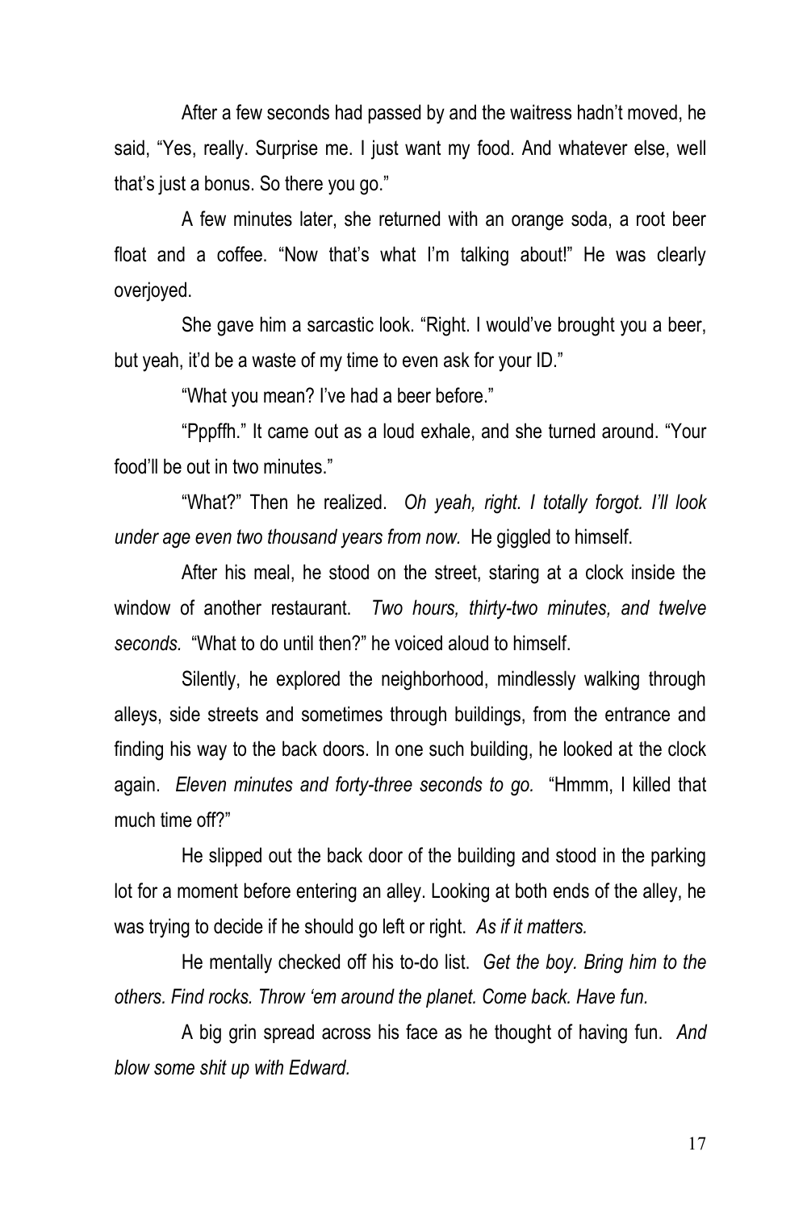After a few seconds had passed by and the waitress hadn't moved, he said, "Yes, really. Surprise me. I just want my food. And whatever else, well that's just a bonus. So there you go."

A few minutes later, she returned with an orange soda, a root beer float and a coffee. "Now that's what I'm talking about!" He was clearly overjoyed.

She gave him a sarcastic look. "Right. I would've brought you a beer, but yeah, it'd be a waste of my time to even ask for your ID."

"What you mean? I've had a beer before."

"Pppffh." It came out as a loud exhale, and she turned around. "Your food'll be out in two minutes."

"What?" Then he realized. *Oh yeah, right. I totally forgot. I'll look under age even two thousand years from now.* He giggled to himself.

After his meal, he stood on the street, staring at a clock inside the window of another restaurant. *Two hours, thirty-two minutes, and twelve seconds.* "What to do until then?" he voiced aloud to himself.

Silently, he explored the neighborhood, mindlessly walking through alleys, side streets and sometimes through buildings, from the entrance and finding his way to the back doors. In one such building, he looked at the clock again. *Eleven minutes and forty-three seconds to go.* "Hmmm, I killed that much time off?"

He slipped out the back door of the building and stood in the parking lot for a moment before entering an alley. Looking at both ends of the alley, he was trying to decide if he should go left or right. *As if it matters.*

He mentally checked off his to-do list. *Get the boy. Bring him to the others. Find rocks. Throw 'em around the planet. Come back. Have fun.*

A big grin spread across his face as he thought of having fun. *And blow some shit up with Edward.*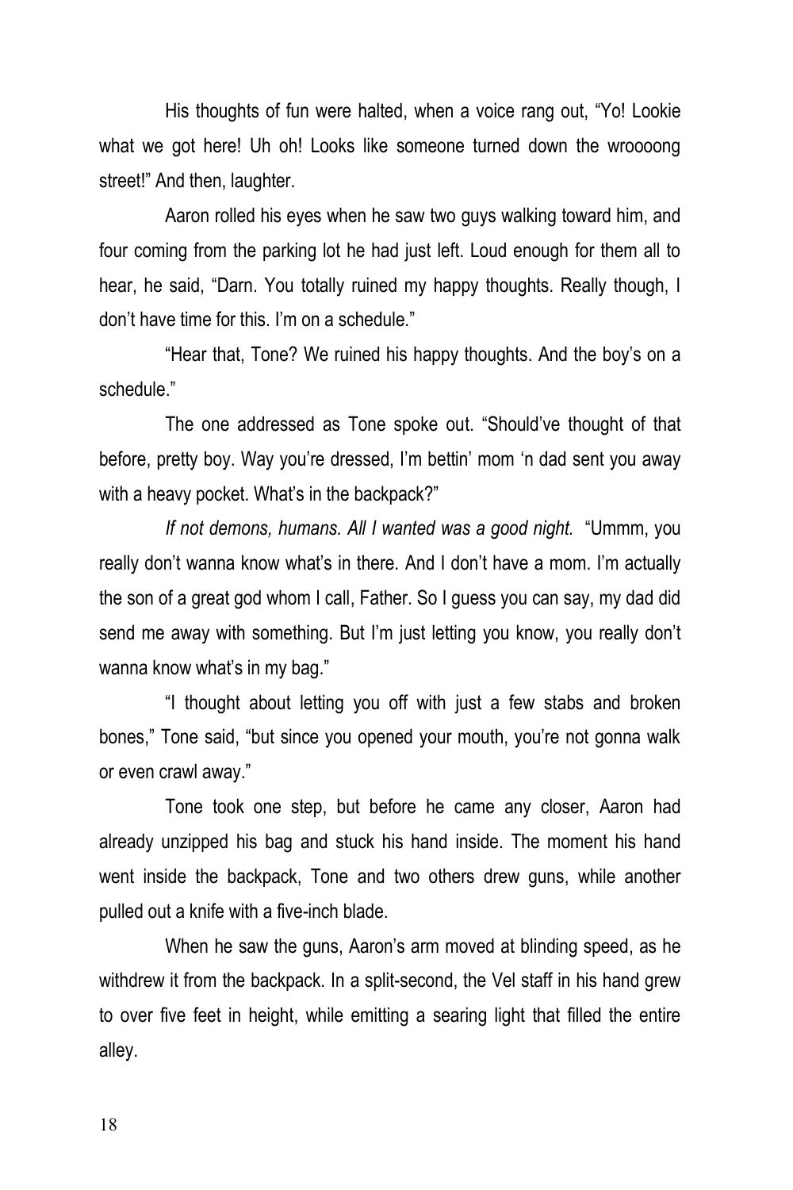His thoughts of fun were halted, when a voice rang out, "Yo! Lookie what we got here! Uh oh! Looks like someone turned down the wroooong street!" And then, laughter.

Aaron rolled his eyes when he saw two guys walking toward him, and four coming from the parking lot he had just left. Loud enough for them all to hear, he said, "Darn. You totally ruined my happy thoughts. Really though, I don't have time for this. I'm on a schedule."

"Hear that, Tone? We ruined his happy thoughts. And the boy's on a schedule."

The one addressed as Tone spoke out. "Should've thought of that before, pretty boy. Way you're dressed, I'm bettin' mom 'n dad sent you away with a heavy pocket. What's in the backpack?"

*If not demons, humans. All I wanted was a good night.* "Ummm, you really don't wanna know what's in there. And I don't have a mom. I'm actually the son of a great god whom I call, Father. So I guess you can say, my dad did send me away with something. But I'm just letting you know, you really don't wanna know what's in my bag."

"I thought about letting you off with just a few stabs and broken bones," Tone said, "but since you opened your mouth, you're not gonna walk or even crawl away."

Tone took one step, but before he came any closer, Aaron had already unzipped his bag and stuck his hand inside. The moment his hand went inside the backpack, Tone and two others drew guns, while another pulled out a knife with a five-inch blade.

When he saw the guns, Aaron's arm moved at blinding speed, as he withdrew it from the backpack. In a split-second, the Vel staff in his hand grew to over five feet in height, while emitting a searing light that filled the entire alley.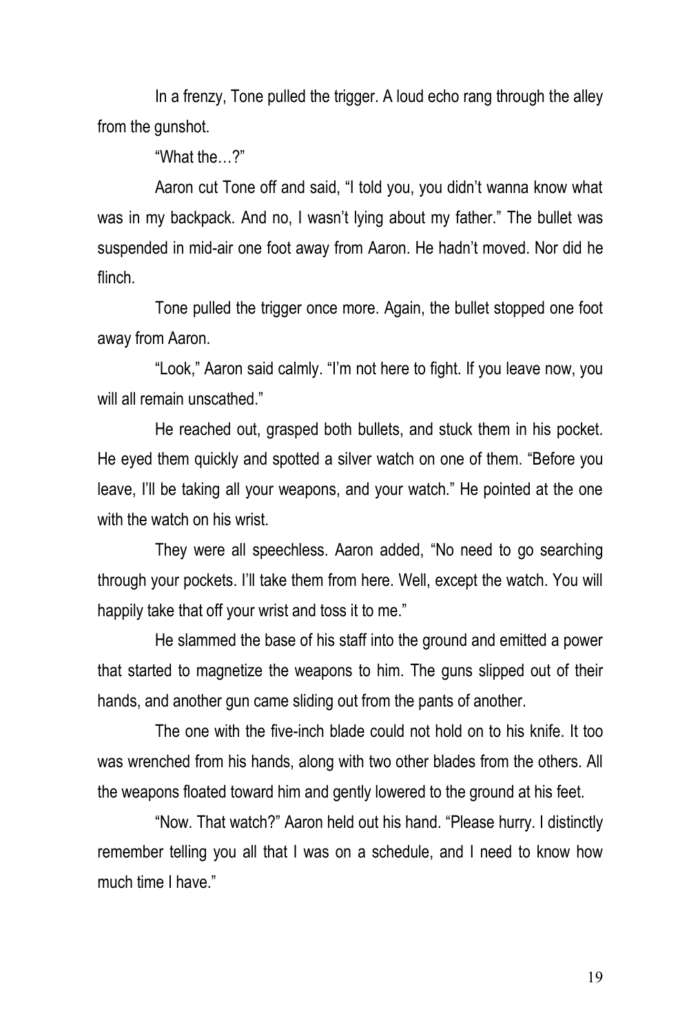In a frenzy, Tone pulled the trigger. A loud echo rang through the alley from the gunshot.

"What the…?"

Aaron cut Tone off and said, "I told you, you didn't wanna know what was in my backpack. And no, I wasn't lying about my father." The bullet was suspended in mid-air one foot away from Aaron. He hadn't moved. Nor did he flinch.

Tone pulled the trigger once more. Again, the bullet stopped one foot away from Aaron.

"Look," Aaron said calmly. "I'm not here to fight. If you leave now, you will all remain unscathed."

He reached out, grasped both bullets, and stuck them in his pocket. He eyed them quickly and spotted a silver watch on one of them. "Before you leave, I'll be taking all your weapons, and your watch." He pointed at the one with the watch on his wrist.

They were all speechless. Aaron added, "No need to go searching through your pockets. I'll take them from here. Well, except the watch. You will happily take that off your wrist and toss it to me."

He slammed the base of his staff into the ground and emitted a power that started to magnetize the weapons to him. The guns slipped out of their hands, and another gun came sliding out from the pants of another.

The one with the five-inch blade could not hold on to his knife. It too was wrenched from his hands, along with two other blades from the others. All the weapons floated toward him and gently lowered to the ground at his feet.

"Now. That watch?" Aaron held out his hand. "Please hurry. I distinctly remember telling you all that I was on a schedule, and I need to know how much time I have."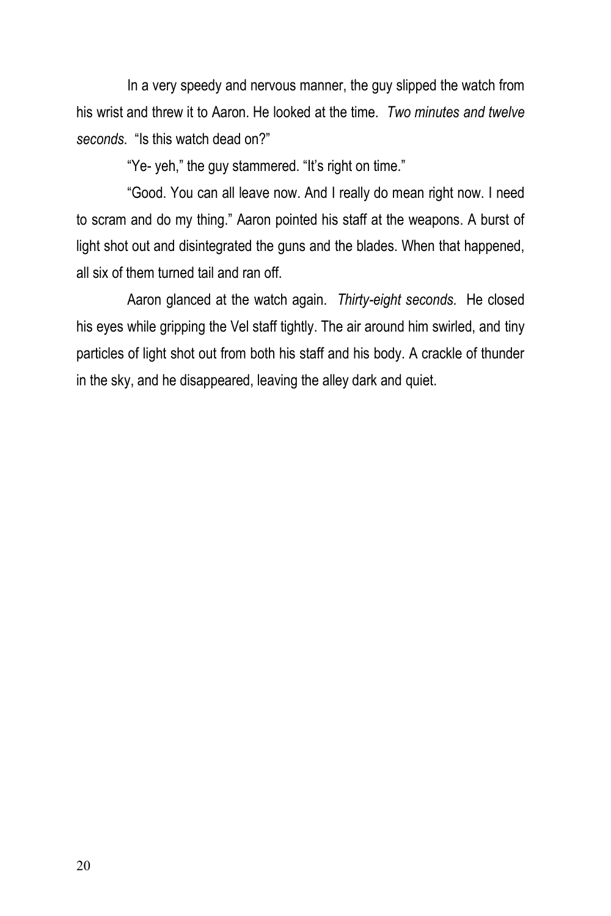In a very speedy and nervous manner, the guy slipped the watch from his wrist and threw it to Aaron. He looked at the time. *Two minutes and twelve seconds.* "Is this watch dead on?"

"Ye- yeh," the guy stammered. "It's right on time."

"Good. You can all leave now. And I really do mean right now. I need to scram and do my thing." Aaron pointed his staff at the weapons. A burst of light shot out and disintegrated the guns and the blades. When that happened, all six of them turned tail and ran off.

Aaron glanced at the watch again. *Thirty-eight seconds.* He closed his eyes while gripping the Vel staff tightly. The air around him swirled, and tiny particles of light shot out from both his staff and his body. A crackle of thunder in the sky, and he disappeared, leaving the alley dark and quiet.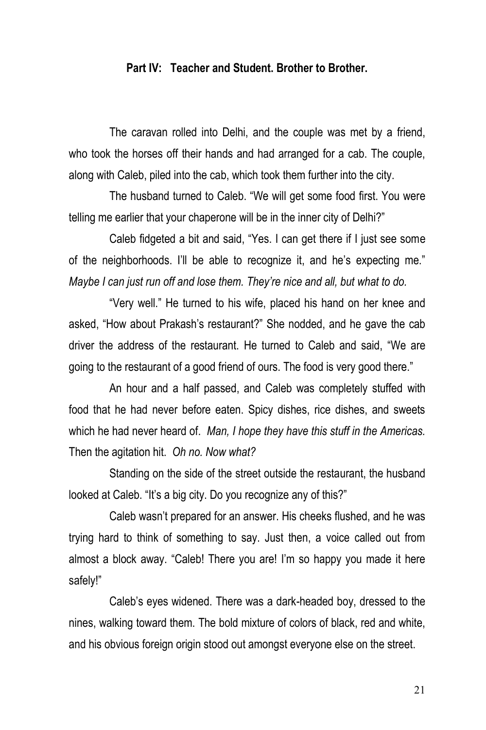## Part IV: Teacher and Student. Brother to Brother.

The caravan rolled into Delhi, and the couple was met by a friend, who took the horses off their hands and had arranged for a cab. The couple, along with Caleb, piled into the cab, which took them further into the city.

The husband turned to Caleb. "We will get some food first. You were telling me earlier that your chaperone will be in the inner city of Delhi?"

Caleb fidgeted a bit and said, "Yes. I can get there if I just see some of the neighborhoods. I'll be able to recognize it, and he's expecting me." *Maybe I can just run off and lose them. They're nice and all, but what to do.*

"Very well." He turned to his wife, placed his hand on her knee and asked, "How about Prakash's restaurant?" She nodded, and he gave the cab driver the address of the restaurant. He turned to Caleb and said, "We are going to the restaurant of a good friend of ours. The food is very good there."

An hour and a half passed, and Caleb was completely stuffed with food that he had never before eaten. Spicy dishes, rice dishes, and sweets which he had never heard of. *Man, I hope they have this stuff in the Americas.* Then the agitation hit. *Oh no. Now what?*

Standing on the side of the street outside the restaurant, the husband looked at Caleb. "It's a big city. Do you recognize any of this?"

Caleb wasn't prepared for an answer. His cheeks flushed, and he was trying hard to think of something to say. Just then, a voice called out from almost a block away. "Caleb! There you are! I'm so happy you made it here safely!"

Caleb's eyes widened. There was a dark-headed boy, dressed to the nines, walking toward them. The bold mixture of colors of black, red and white, and his obvious foreign origin stood out amongst everyone else on the street.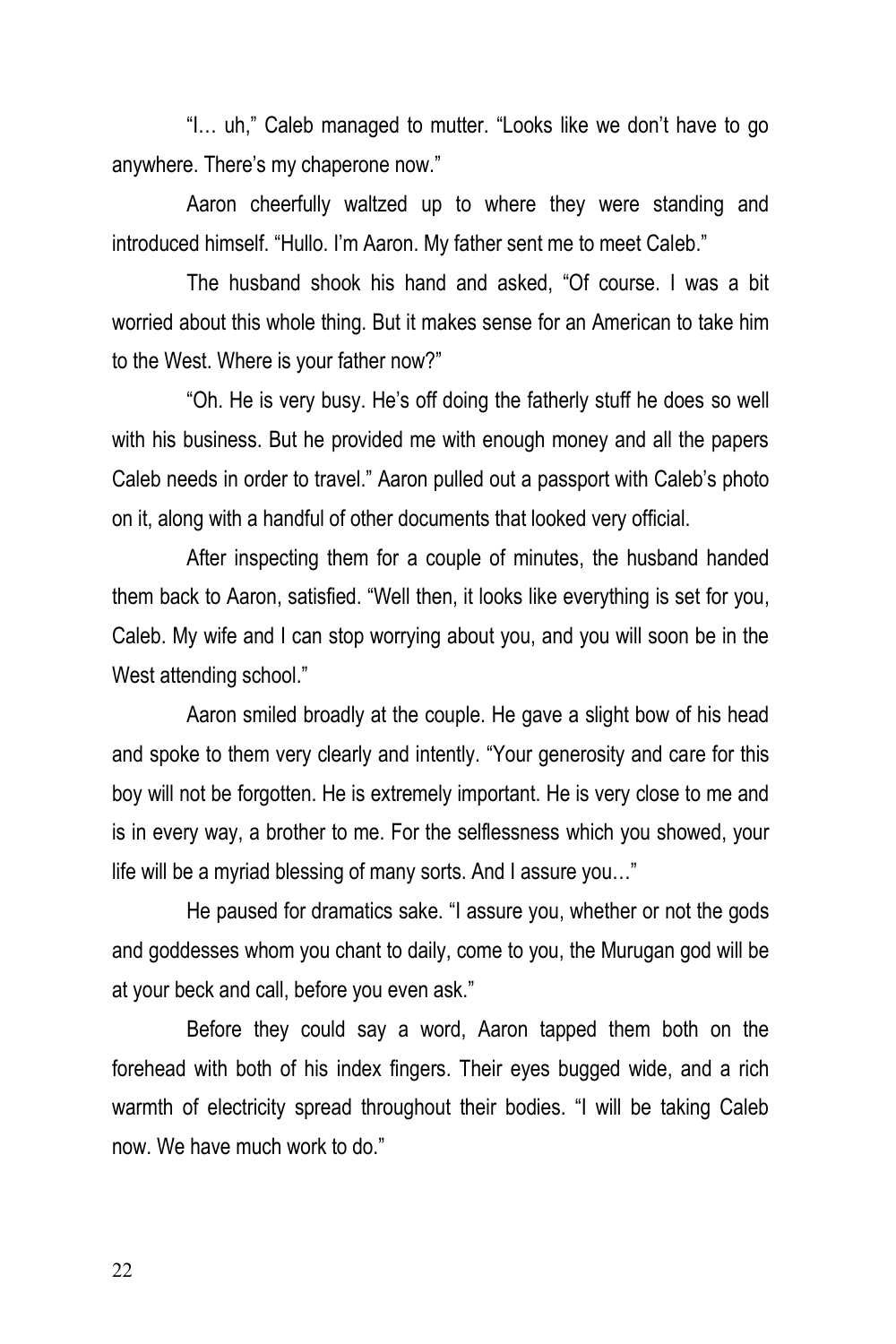"I… uh," Caleb managed to mutter. "Looks like we don't have to go anywhere. There's my chaperone now."

Aaron cheerfully waltzed up to where they were standing and introduced himself. "Hullo. I'm Aaron. My father sent me to meet Caleb."

The husband shook his hand and asked, "Of course. I was a bit worried about this whole thing. But it makes sense for an American to take him to the West. Where is your father now?"

"Oh. He is very busy. He's off doing the fatherly stuff he does so well with his business. But he provided me with enough money and all the papers Caleb needs in order to travel." Aaron pulled out a passport with Caleb's photo on it, along with a handful of other documents that looked very official.

After inspecting them for a couple of minutes, the husband handed them back to Aaron, satisfied. "Well then, it looks like everything is set for you, Caleb. My wife and I can stop worrying about you, and you will soon be in the West attending school."

Aaron smiled broadly at the couple. He gave a slight bow of his head and spoke to them very clearly and intently. "Your generosity and care for this boy will not be forgotten. He is extremely important. He is very close to me and is in every way, a brother to me. For the selflessness which you showed, your life will be a myriad blessing of many sorts. And I assure you…"

He paused for dramatics sake. "I assure you, whether or not the gods and goddesses whom you chant to daily, come to you, the Murugan god will be at your beck and call, before you even ask."

Before they could say a word, Aaron tapped them both on the forehead with both of his index fingers. Their eyes bugged wide, and a rich warmth of electricity spread throughout their bodies. "I will be taking Caleb now. We have much work to do."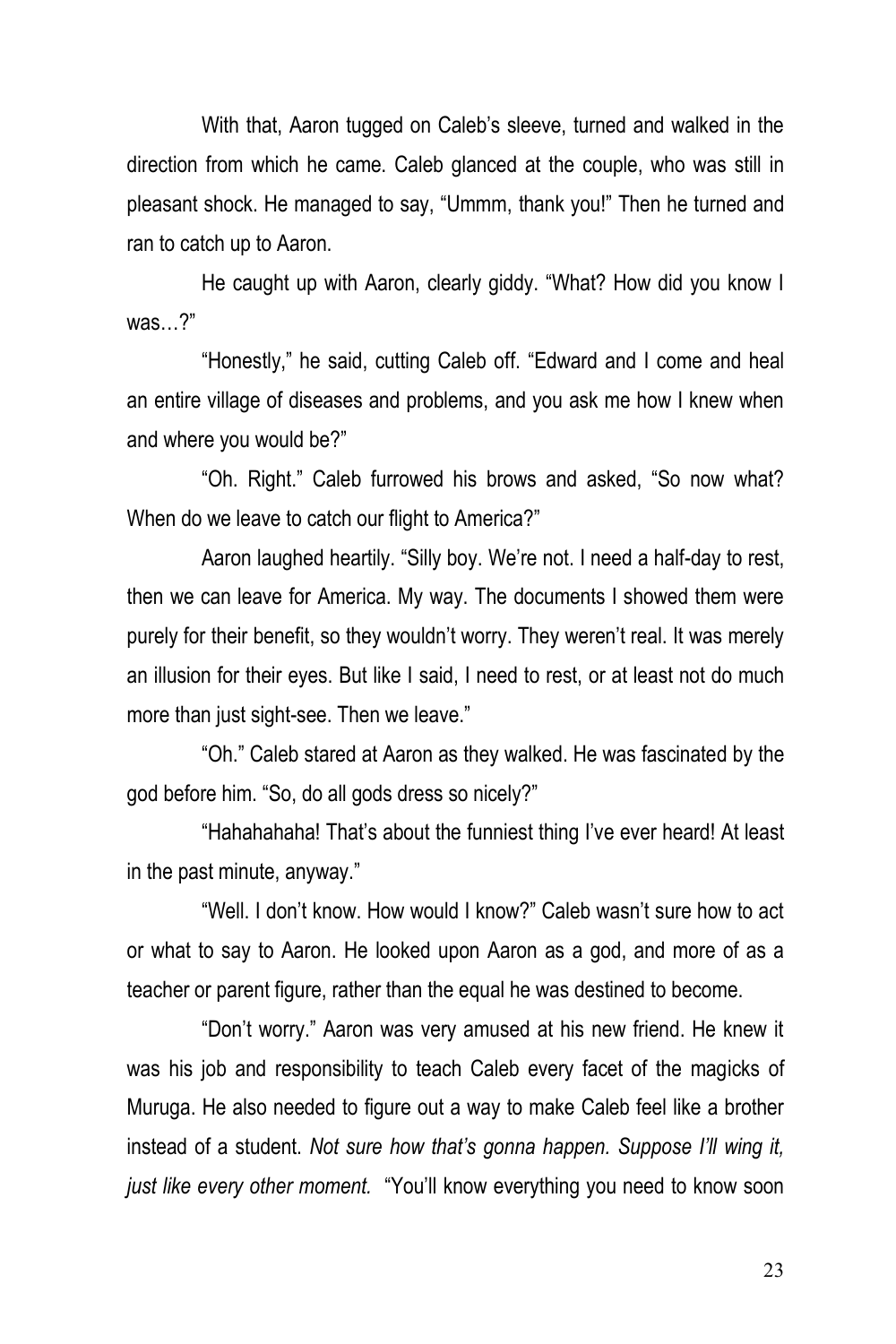With that, Aaron tugged on Caleb's sleeve, turned and walked in the direction from which he came. Caleb glanced at the couple, who was still in pleasant shock. He managed to say, "Ummm, thank you!" Then he turned and ran to catch up to Aaron.

He caught up with Aaron, clearly giddy. "What? How did you know I was…?"

"Honestly," he said, cutting Caleb off. "Edward and I come and heal an entire village of diseases and problems, and you ask me how I knew when and where you would be?"

"Oh. Right." Caleb furrowed his brows and asked, "So now what? When do we leave to catch our flight to America?"

Aaron laughed heartily. "Silly boy. We're not. I need a half-day to rest, then we can leave for America. My way. The documents I showed them were purely for their benefit, so they wouldn't worry. They weren't real. It was merely an illusion for their eyes. But like I said, I need to rest, or at least not do much more than just sight-see. Then we leave."

"Oh." Caleb stared at Aaron as they walked. He was fascinated by the god before him. "So, do all gods dress so nicely?"

"Hahahahaha! That's about the funniest thing I've ever heard! At least in the past minute, anyway."

"Well. I don't know. How would I know?" Caleb wasn't sure how to act or what to say to Aaron. He looked upon Aaron as a god, and more of as a teacher or parent figure, rather than the equal he was destined to become.

"Don't worry." Aaron was very amused at his new friend. He knew it was his job and responsibility to teach Caleb every facet of the magicks of Muruga. He also needed to figure out a way to make Caleb feel like a brother instead of a student. *Not sure how that's gonna happen. Suppose I'll wing it, just like every other moment.* "You'll know everything you need to know soon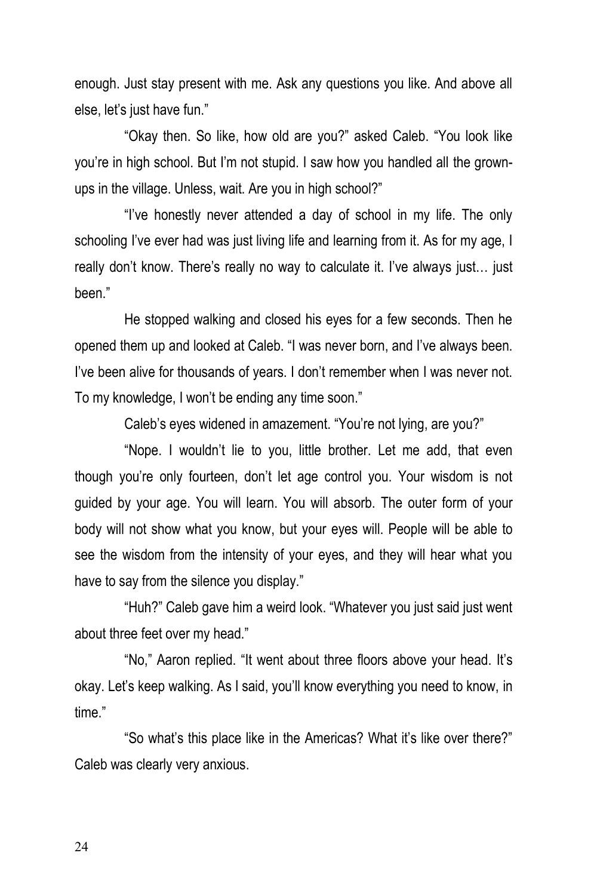enough. Just stay present with me. Ask any questions you like. And above all else, let's just have fun."

"Okay then. So like, how old are you?" asked Caleb. "You look like you're in high school. But I'm not stupid. I saw how you handled all the grown-ups in the village. Unless, wait. Are you in high school?"

"I've honestly never attended a day of school in my life. The only schooling I've ever had was just living life and learning from it. As for my age, I really don't know. There's really no way to calculate it. I've always just… just been."

He stopped walking and closed his eyes for a few seconds. Then he opened them up and looked at Caleb. "I was never born, and I've always been. I've been alive for thousands of years. I don't remember when I was never not. To my knowledge, I won't be ending any time soon."

Caleb's eyes widened in amazement. "You're not lying, are you?"

"Nope. I wouldn't lie to you, little brother. Let me add, that even though you're only fourteen, don't let age control you. Your wisdom is not guided by your age. You will learn. You will absorb. The outer form of your body will not show what you know, but your eyes will. People will be able to see the wisdom from the intensity of your eyes, and they will hear what you have to say from the silence you display."

"Huh?" Caleb gave him a weird look. "Whatever you just said just went about three feet over my head."

"No," Aaron replied. "It went about three floors above your head. It's okay. Let's keep walking. As I said, you'll know everything you need to know, in time."

"So what's this place like in the Americas? What it's like over there?" Caleb was clearly very anxious.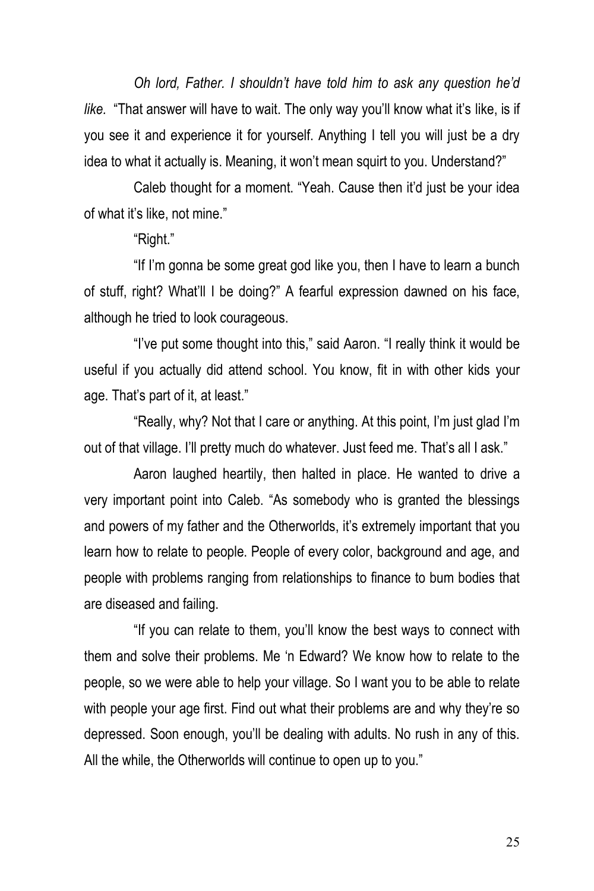*Oh lord, Father. I shouldn't have told him to ask any question he'd like.* "That answer will have to wait. The only way you'll know what it's like, is if you see it and experience it for yourself. Anything I tell you will just be a dry idea to what it actually is. Meaning, it won't mean squirt to you. Understand?"

Caleb thought for a moment. "Yeah. Cause then it'd just be your idea of what it's like, not mine."

"Right."

"If I'm gonna be some great god like you, then I have to learn a bunch of stuff, right? What'll I be doing?" A fearful expression dawned on his face, although he tried to look courageous.

"I've put some thought into this," said Aaron. "I really think it would be useful if you actually did attend school. You know, fit in with other kids your age. That's part of it, at least."

"Really, why? Not that I care or anything. At this point, I'm just glad I'm out of that village. I'll pretty much do whatever. Just feed me. That's all I ask."

Aaron laughed heartily, then halted in place. He wanted to drive a very important point into Caleb. "As somebody who is granted the blessings and powers of my father and the Otherworlds, it's extremely important that you learn how to relate to people. People of every color, background and age, and people with problems ranging from relationships to finance to bum bodies that are diseased and failing.

"If you can relate to them, you'll know the best ways to connect with them and solve their problems. Me 'n Edward? We know how to relate to the people, so we were able to help your village. So I want you to be able to relate with people your age first. Find out what their problems are and why they're so depressed. Soon enough, you'll be dealing with adults. No rush in any of this. All the while, the Otherworlds will continue to open up to you."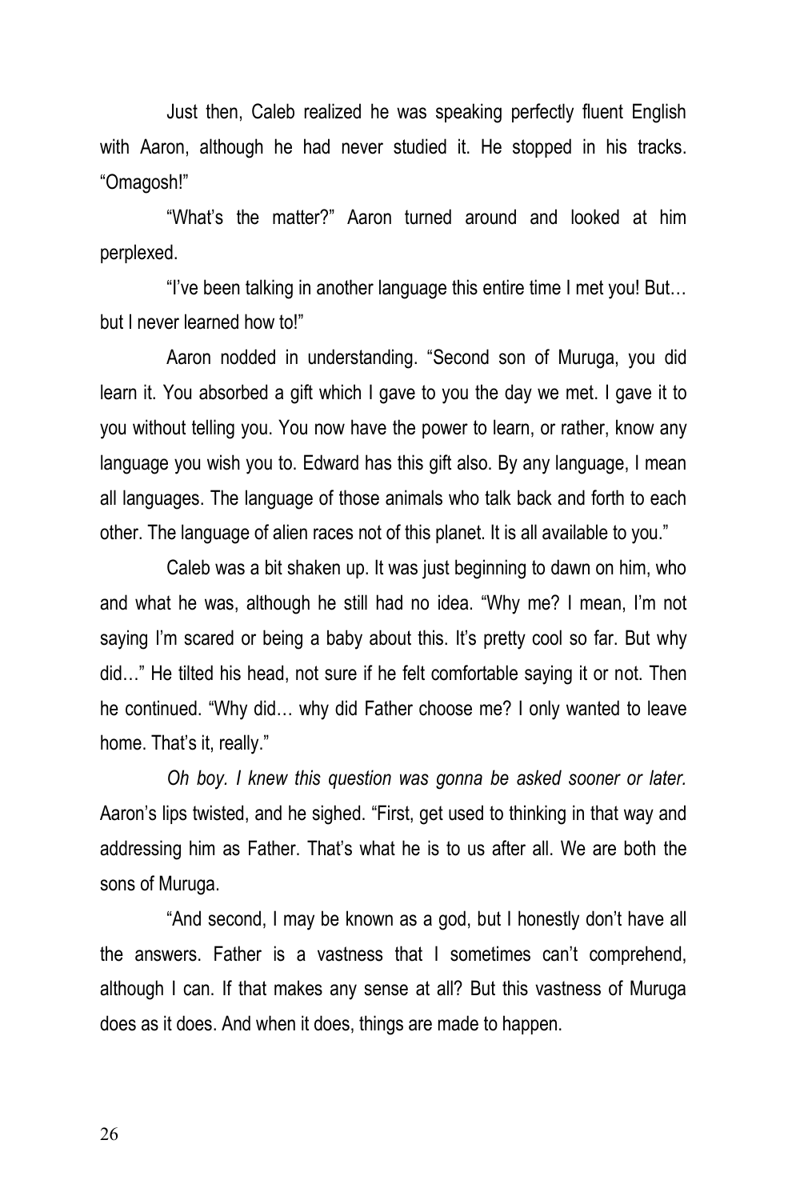Just then, Caleb realized he was speaking perfectly fluent English with Aaron, although he had never studied it. He stopped in his tracks. "Omagosh!"

"What's the matter?" Aaron turned around and looked at him perplexed.

"I've been talking in another language this entire time I met you! But… but I never learned how to!"

Aaron nodded in understanding. "Second son of Muruga, you did learn it. You absorbed a gift which I gave to you the day we met. I gave it to you without telling you. You now have the power to learn, or rather, know any language you wish you to. Edward has this gift also. By any language, I mean all languages. The language of those animals who talk back and forth to each other. The language of alien races not of this planet. It is all available to you."

Caleb was a bit shaken up. It was just beginning to dawn on him, who and what he was, although he still had no idea. "Why me? I mean, I'm not saying I'm scared or being a baby about this. It's pretty cool so far. But why did…" He tilted his head, not sure if he felt comfortable saying it or not. Then he continued. "Why did… why did Father choose me? I only wanted to leave home. That's it, really."

*Oh boy. I knew this question was gonna be asked sooner or later.* Aaron's lips twisted, and he sighed. "First, get used to thinking in that way and addressing him as Father. That's what he is to us after all. We are both the sons of Muruga.

"And second, I may be known as a god, but I honestly don't have all the answers. Father is a vastness that I sometimes can't comprehend, although I can. If that makes any sense at all? But this vastness of Muruga does as it does. And when it does, things are made to happen.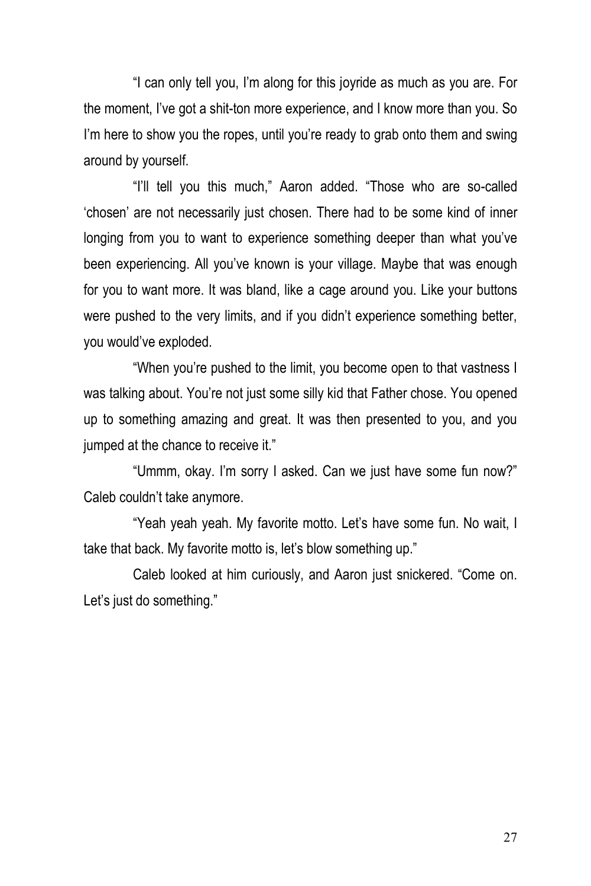"I can only tell you, I'm along for this joyride as much as you are. For the moment, I've got a shit-ton more experience, and I know more than you. So I'm here to show you the ropes, until you're ready to grab onto them and swing around by yourself.

"I'll tell you this much," Aaron added. "Those who are so-called 'chosen' are not necessarily just chosen. There had to be some kind of inner longing from you to want to experience something deeper than what you've been experiencing. All you've known is your village. Maybe that was enough for you to want more. It was bland, like a cage around you. Like your buttons were pushed to the very limits, and if you didn't experience something better, you would've exploded.

"When you're pushed to the limit, you become open to that vastness I was talking about. You're not just some silly kid that Father chose. You opened up to something amazing and great. It was then presented to you, and you jumped at the chance to receive it."

"Ummm, okay. I'm sorry I asked. Can we just have some fun now?" Caleb couldn't take anymore.

"Yeah yeah yeah. My favorite motto. Let's have some fun. No wait, I take that back. My favorite motto is, let's blow something up."

Caleb looked at him curiously, and Aaron just snickered. "Come on. Let's just do something."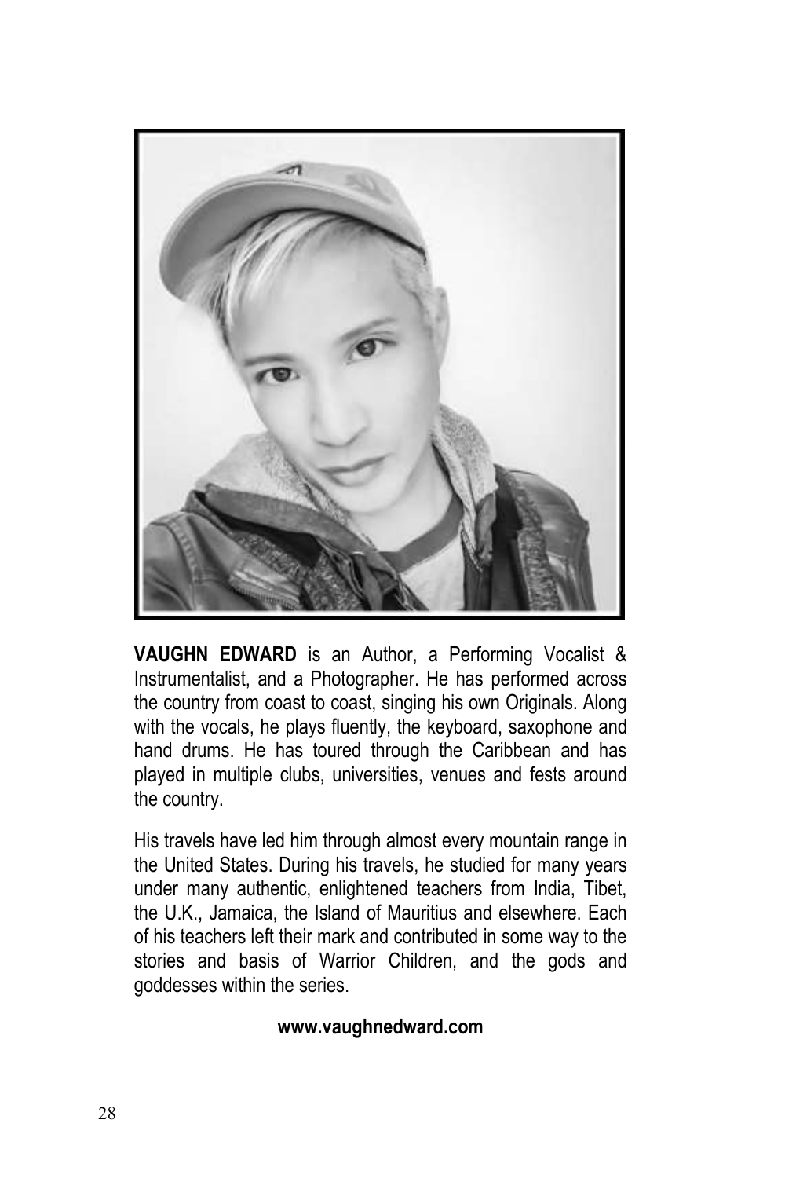**VAUGHN EDWARD** is an Author, a Performing Vocalist & Instrumentalist, and a Photographer. He has performed across the country from coast to coast, singing his own Originals. Along with the vocals, he plays fluently, the keyboard, saxophone and hand drums. He has toured through the Caribbean and has played in multiple clubs, universities, venues and fests around the country.

His travels have led him through almost every mountain range in the United States. During his travels, he studied for many years under many authentic, enlightened teachers from India, Tibet, the U.K., Jamaica, the Island of Mauritius and elsewhere. Each of his teachers left their mark and contributed in some way to the stories and basis of Warrior Children, and the gods and goddesses within the series.

**www.vaughnedward.com**